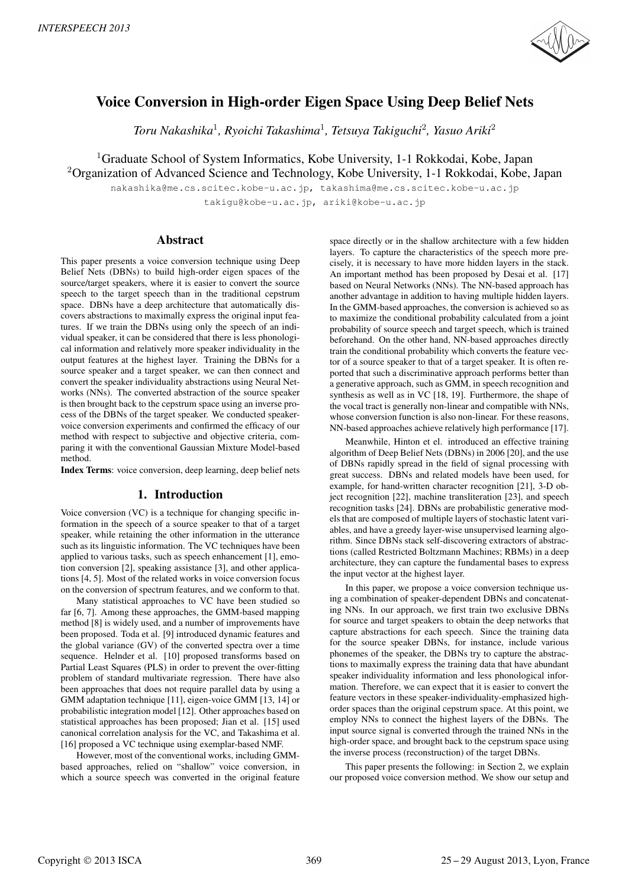# Voice Conversion in High-order Eigen Space Using Deep Belief Nets

*Toru Nakashika[1], Ryoichi Takashima[1], Tetsuya Takiguchi[2], Yasuo Ariki[2]*

[1]Graduate School of System Informatics, Kobe University, 1-1 Rokkodai, Kobe, Japan
[2]Organization of Advanced Science and Technology, Kobe University, 1-1 Rokkodai, Kobe, Japan

nakashika@me.cs.scitec.kobe-u.ac.jp, takashima@me.cs.scitec.kobe-u.ac.jp
takigu@kobe-u.ac.jp, ariki@kobe-u.ac.jp

## Abstract

This paper presents a voice conversion technique using Deep Belief Nets (DBNs) to build high-order eigen spaces of the source/target speakers, where it is easier to convert the source speech to the target speech than in the traditional cepstrum space. DBNs have a deep architecture that automatically discovers abstractions to maximally express the original input features. If we train the DBNs using only the speech of an individual speaker, it can be considered that there is less phonological information and relatively more speaker individuality in the output features at the highest layer. Training the DBNs for a source speaker and a target speaker, we can then connect and convert the speaker individuality abstractions using Neural Networks (NNs). The converted abstraction of the source speaker is then brought back to the cepstrum space using an inverse process of the DBNs of the target speaker. We conducted speaker-voice conversion experiments and confirmed the efficacy of our method with respect to subjective and objective criteria, comparing it with the conventional Gaussian Mixture Model-based method.

**Index Terms**: voice conversion, deep learning, deep belief nets

## 1. Introduction

Voice conversion (VC) is a technique for changing specific information in the speech of a source speaker to that of a target speaker, while retaining the other information in the utterance such as its linguistic information. The VC techniques have been applied to various tasks, such as speech enhancement [1], emotion conversion [2], speaking assistance [3], and other applications [4, 5]. Most of the related works in voice conversion focus on the conversion of spectrum features, and we conform to that.

Many statistical approaches to VC have been studied so far [6, 7]. Among these approaches, the GMM-based mapping method [8] is widely used, and a number of improvements have been proposed. Toda et al. [9] introduced dynamic features and the global variance (GV) of the converted spectra over a time sequence. Helnder et al. [10] proposed transforms based on Partial Least Squares (PLS) in order to prevent the over-fitting problem of standard multivariate regression. There have also been approaches that does not require parallel data by using a GMM adaptation technique [11], eigen-voice GMM [13, 14] or probabilistic integration model [12]. Other approaches based on statistical approaches has been proposed; Jian et al. [15] used canonical correlation analysis for the VC, and Takashima et al. [16] proposed a VC technique using exemplar-based NMF.

However, most of the conventional works, including GMM-based approaches, relied on "shallow" voice conversion, in which a source speech was converted in the original feature space directly or in the shallow architecture with a few hidden layers. To capture the characteristics of the speech more precisely, it is necessary to have more hidden layers in the stack. An important method has been proposed by Desai et al. [17] based on Neural Networks (NNs). The NN-based approach has another advantage in addition to having multiple hidden layers. In the GMM-based approaches, the conversion is achieved so as to maximize the conditional probability calculated from a joint probability of source speech and target speech, which is trained beforehand. On the other hand, NN-based approaches directly train the conditional probability which converts the feature vector of a source speaker to that of a target speaker. It is often reported that such a discriminative approach performs better than a generative approach, such as GMM, in speech recognition and synthesis as well as in VC [18, 19]. Furthermore, the shape of the vocal tract is generally non-linear and compatible with NNs, whose conversion function is also non-linear. For these reasons, NN-based approaches achieve relatively high performance [17].

Meanwhile, Hinton et el. introduced an effective training algorithm of Deep Belief Nets (DBNs) in 2006 [20], and the use of DBNs rapidly spread in the field of signal processing with great success. DBNs and related models have been used, for example, for hand-written character recognition [21], 3-D object recognition [22], machine transliteration [23], and speech recognition tasks [24]. DBNs are probabilistic generative models that are composed of multiple layers of stochastic latent variables, and have a greedy layer-wise unsupervised learning algorithm. Since DBNs stack self-discovering extractors of abstractions (called Restricted Boltzmann Machines; RBMs) in a deep architecture, they can capture the fundamental bases to express the input vector at the highest layer.

In this paper, we propose a voice conversion technique using a combination of speaker-dependent DBNs and concatenating NNs. In our approach, we first train two exclusive DBNs for source and target speakers to obtain the deep networks that capture abstractions for each speech. Since the training data for the source speaker DBNs, for instance, include various phonemes of the speaker, the DBNs try to capture the abstractions to maximally express the training data that have abundant speaker individuality information and less phonological information. Therefore, we can expect that it is easier to convert the feature vectors in these speaker-individuality-emphasized high-order spaces than the original cepstrum space. At this point, we employ NNs to connect the highest layers of the DBNs. The input source signal is converted through the trained NNs in the high-order space, and brought back to the cepstrum space using the inverse process (reconstruction) of the target DBNs.

This paper presents the following: in Section 2, we explain our proposed voice conversion method. We show our setup and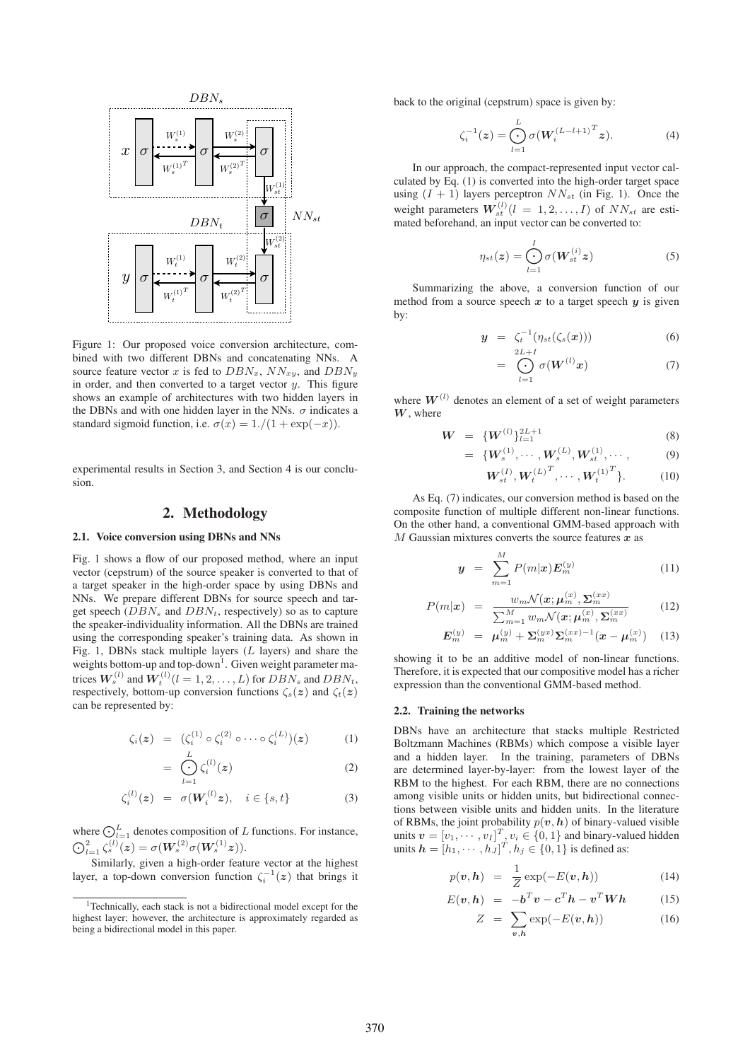Figure 1: Our proposed voice conversion architecture, combined with two different DBNs and concatenating NNs. A source feature vector $x$ is fed to $DBN_x$, $NN_{xy}$, and $DBN_y$ in order, and then converted to a target vector $y$. This figure shows an example of architectures with two hidden layers in the DBNs and with one hidden layer in the NNs. $\sigma$ indicates a standard sigmoid function, i.e. $\sigma(x) = 1./(1 + \exp(-x))$.

experimental results in Section 3, and Section 4 is our conclusion.

## 2. Methodology

### 2.1. Voice conversion using DBNs and NNs

Fig. 1 shows a flow of our proposed method, where an input vector (cepstrum) of the source speaker is converted to that of a target speaker in the high-order space by using DBNs and NNs. We prepare different DBNs for source speech and target speech ($DBN_s$ and $DBN_t$, respectively) so as to capture the speaker-individuality information. All the DBNs are trained using the corresponding speaker's training data. As shown in Fig. 1, DBNs stack multiple layers ($L$ layers) and share the weights bottom-up and top-down[1]. Given weight parameter matrices $\boldsymbol{W}_s^{(l)}$ and $\boldsymbol{W}_t^{(l)} (l = 1, 2, \ldots, L)$ for $DBN_s$ and $DBN_t$, respectively, bottom-up conversion functions $\zeta_s(\boldsymbol{z})$ and $\zeta_t(\boldsymbol{z})$ can be represented by:

$$
\begin{aligned}
\zeta_i(\boldsymbol{z}) &= (\zeta_i^{(1)} \circ \zeta_i^{(2)} \circ \cdots \circ \zeta_i^{(L)})(\boldsymbol{z}) & (1)\\
&= \bigodot_{l=1}^{L} \zeta_i^{(l)}(\boldsymbol{z}) & (2)\\
\zeta_i^{(l)}(\boldsymbol{z}) &= \sigma(\boldsymbol{W}_i^{(l)} \boldsymbol{z}), \quad i \in \{s, t\} & (3)
\end{aligned}
$$

where $\bigodot_{l=1}^{L}$ denotes composition of $L$ functions. For instance, $\bigodot_{l=1}^{2} \zeta_s^{(l)}(\boldsymbol{z}) = \sigma(\boldsymbol{W}_s^{(2)} \sigma(\boldsymbol{W}_s^{(1)} \boldsymbol{z}))$.

Similarly, given a high-order feature vector at the highest layer, a top-down conversion function $\zeta_i^{-1}(\boldsymbol{z})$ that brings it back to the original (cepstrum) space is given by:

$$
\zeta_i^{-1}(\boldsymbol{z}) = \bigodot_{l=1}^{L} \sigma(\boldsymbol{W}_i^{(L-l+1)^T} \boldsymbol{z}). \tag{4}
$$

In our approach, the compact-represented input vector calculated by Eq. (1) is converted into the high-order target space using $(I + 1)$ layers perceptron $NN_{st}$ (in Fig. 1). Once the weight parameters $\boldsymbol{W}_{st}^{(l)} (l = 1, 2, \ldots, I)$ of $NN_{st}$ are estimated beforehand, an input vector can be converted to:

$$
\eta_{st}(\boldsymbol{z}) = \bigodot_{l=1}^{I} \sigma(\boldsymbol{W}_{st}^{(i)} \boldsymbol{z}) \tag{5}
$$

Summarizing the above, a conversion function of our method from a source speech $\boldsymbol{x}$ to a target speech $\boldsymbol{y}$ is given by:

$$
\begin{aligned}
\boldsymbol{y} &= \zeta_t^{-1}(\eta_{st}(\zeta_s(\boldsymbol{x}))) & (6)\\
&= \bigodot_{l=1}^{2L+I} \sigma(\boldsymbol{W}^{(l)} \boldsymbol{x}) & (7)
\end{aligned}
$$

where $\boldsymbol{W}^{(l)}$ denotes an element of a set of weight parameters $\boldsymbol{W}$, where

$$
\begin{aligned}
\boldsymbol{W} &= \{\boldsymbol{W}^{(l)}\}_{l=1}^{2L+1} & (8)\\
&= \{\boldsymbol{W}_s^{(1)}, \cdots, \boldsymbol{W}_s^{(L)}, \boldsymbol{W}_{st}^{(1)}, \cdots, & (9)\\
&\quad \boldsymbol{W}_{st}^{(I)}, \boldsymbol{W}_t^{(L)^T}, \cdots, \boldsymbol{W}_t^{(1)^T}\}. & (10)
\end{aligned}
$$

As Eq. (7) indicates, our conversion method is based on the composite function of multiple different non-linear functions. On the other hand, a conventional GMM-based approach with $M$ Gaussian mixtures converts the source features $\boldsymbol{x}$ as

$$
\begin{aligned}
\boldsymbol{y} &= \sum_{m=1}^{M} P(m|\boldsymbol{x}) \boldsymbol{E}_m^{(y)} & (11)\\
P(m|\boldsymbol{x}) &= \frac{w_m \mathcal{N}(\boldsymbol{x}; \boldsymbol{\mu}_m^{(x)}, \boldsymbol{\Sigma}_m^{(xx)})}{\sum_{m=1}^{M} w_m \mathcal{N}(\boldsymbol{x}; \boldsymbol{\mu}_m^{(x)}, \boldsymbol{\Sigma}_m^{(xx)})} & (12)\\
\boldsymbol{E}_m^{(y)} &= \boldsymbol{\mu}_m^{(y)} + \boldsymbol{\Sigma}_m^{(yx)} \boldsymbol{\Sigma}_m^{(xx)-1} (\boldsymbol{x} - \boldsymbol{\mu}_m^{(x)}) & (13)
\end{aligned}
$$

showing it to be an additive model of non-linear functions. Therefore, it is expected that our compositive model has a richer expression than the conventional GMM-based method.

### 2.2. Training the networks

DBNs have an architecture that stacks multiple Restricted Boltzmann Machines (RBMs) which compose a visible layer and a hidden layer. In the training, parameters of DBNs are determined layer-by-layer: from the lowest layer of the RBM to the highest. For each RBM, there are no connections among visible units or hidden units, but bidirectional connections between visible units and hidden units. In the literature of RBMs, the joint probability $p(\boldsymbol{v}, \boldsymbol{h})$ of binary-valued visible units $\boldsymbol{v} = [v_1, \cdots, v_I]^T, v_i \in \{0, 1\}$ and binary-valued hidden units $\boldsymbol{h} = [h_1, \cdots, h_J]^T, h_j \in \{0, 1\}$ is defined as:

$$
\begin{aligned}
p(\boldsymbol{v}, \boldsymbol{h}) &= \frac{1}{Z} \exp(-E(\boldsymbol{v}, \boldsymbol{h})) & (14)\\
E(\boldsymbol{v}, \boldsymbol{h}) &= -\boldsymbol{b}^T \boldsymbol{v} - \boldsymbol{c}^T \boldsymbol{h} - \boldsymbol{v}^T \boldsymbol{W} \boldsymbol{h} & (15)\\
Z &= \sum_{\boldsymbol{v}, \boldsymbol{h}} \exp(-E(\boldsymbol{v}, \boldsymbol{h})) & (16)
\end{aligned}
$$

[1] Technically, each stack is not a bidirectional model except for the highest layer; however, the architecture is approximately regarded as being a bidirectional model in this paper.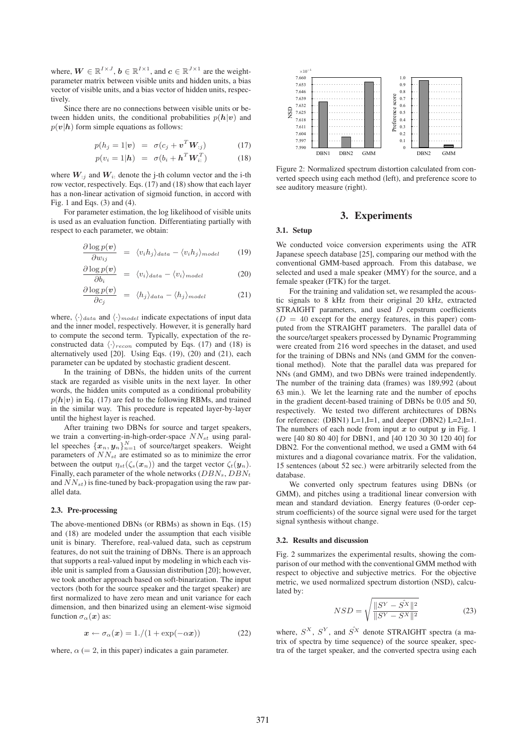where, $\boldsymbol{W} \in \mathbb{R}^{I \times J}$, $\boldsymbol{b} \in \mathbb{R}^{I \times 1}$, and $\boldsymbol{c} \in \mathbb{R}^{J \times 1}$ are the weight-parameter matrix between visible units and hidden units, a bias vector of visible units, and a bias vector of hidden units, respectively.

Since there are no connections between visible units or between hidden units, the conditional probabilities $p(\boldsymbol{h}|\boldsymbol{v})$ and $p(\boldsymbol{v}|\boldsymbol{h})$ form simple equations as follows:

$$p(h_j = 1|\boldsymbol{v}) = \sigma(c_j + \boldsymbol{v}^T \boldsymbol{W}_{:j}) \quad (17)$$

$$p(v_i = 1|\boldsymbol{h}) = \sigma(b_i + \boldsymbol{h}^T \boldsymbol{W}_{i:}^T) \quad (18)$$

where $\boldsymbol{W}_{:j}$ and $\boldsymbol{W}_{i:}$ denote the j-th column vector and the i-th row vector, respectively. Eqs. (17) and (18) show that each layer has a non-linear activation of sigmoid function, in accord with Fig. 1 and Eqs. (3) and (4).

For parameter estimation, the log likelihood of visible units is used as an evaluation function. Differentiating partially with respect to each parameter, we obtain:

$$\frac{\partial \log p(\boldsymbol{v})}{\partial w_{ij}} = \langle v_i h_j \rangle_{data} - \langle v_i h_j \rangle_{model} \quad (19)$$

$$\frac{\partial \log p(\boldsymbol{v})}{\partial b_i} = \langle v_i \rangle_{data} - \langle v_i \rangle_{model} \quad (20)$$

$$\frac{\partial \log p(\boldsymbol{v})}{\partial c_j} = \langle h_j \rangle_{data} - \langle h_j \rangle_{model} \quad (21)$$

where, $\langle \cdot \rangle_{data}$ and $\langle \cdot \rangle_{model}$ indicate expectations of input data and the inner model, respectively. However, it is generally hard to compute the second term. Typically, expectation of the reconstructed data $\langle \cdot \rangle_{recon}$ computed by Eqs. (17) and (18) is alternatively used [20]. Using Eqs. (19), (20) and (21), each parameter can be updated by stochastic gradient descent.

In the training of DBNs, the hidden units of the current stack are regarded as visible units in the next layer. In other words, the hidden units computed as a conditional probability $p(\boldsymbol{h}|\boldsymbol{v})$ in Eq. (17) are fed to the following RBMs, and trained in the similar way. This procedure is repeated layer-by-layer until the highest layer is reached.

After training two DBNs for source and target speakers, we train a converting-in-high-order-space $NN_{st}$ using parallel speeches $\{\boldsymbol{x}_n, \boldsymbol{y}_n\}_{n=1}^{N}$ of source/target speakers. Weight parameters of $NN_{st}$ are estimated so as to minimize the error between the output $\eta_{st}(\zeta_s(\boldsymbol{x}_n))$ and the target vector $\zeta_t(\boldsymbol{y}_n)$. Finally, each parameter of the whole networks ($DBN_s$, $DBN_t$ and $NN_{st}$) is fine-tuned by back-propagation using the raw parallel data.

### 2.3. Pre-processing

The above-mentioned DBNs (or RBMs) as shown in Eqs. (15) and (18) are modeled under the assumption that each visible unit is binary. Therefore, real-valued data, such as cepstrum features, do not suit the training of DBNs. There is an approach that supports a real-valued input by modeling in which each visible unit is sampled from a Gaussian distribution [20]; however, we took another approach based on soft-binarization. The input vectors (both for the source speaker and the target speaker) are first normalized to have zero mean and unit variance for each dimension, and then binarized using an element-wise sigmoid function $\sigma_\alpha(\boldsymbol{x})$ as:

$$\boldsymbol{x} \leftarrow \sigma_\alpha(\boldsymbol{x}) = 1./(1 + \exp(-\alpha \boldsymbol{x})) \quad (22)$$

where, $\alpha$ (= 2, in this paper) indicates a gain parameter.

Figure 2: Normalized spectrum distortion calculated from converted speech using each method (left), and preference score to see auditory measure (right).

## 3. Experiments

### 3.1. Setup

We conducted voice conversion experiments using the ATR Japanese speech database [25], comparing our method with the conventional GMM-based approach. From this database, we selected and used a male speaker (MMY) for the source, and a female speaker (FTK) for the target.

For the training and validation set, we resampled the acoustic signals to 8 kHz from their original 20 kHz, extracted STRAIGHT parameters, and used $D$ cepstrum coefficients ($D = 40$ except for the energy features, in this paper) computed from the STRAIGHT parameters. The parallel data of the source/target speakers processed by Dynamic Programming were created from 216 word speeches in the dataset, and used for the training of DBNs and NNs (and GMM for the conventional method). Note that the parallel data was prepared for NNs (and GMM), and two DBNs were trained independently. The number of the training data (frames) was 189,992 (about 63 min.). We let the learning rate and the number of epochs in the gradient decent-based training of DBNs be 0.05 and 50, respectively. We tested two different architectures of DBNs for reference: (DBN1) L=1,I=1, and deeper (DBN2) L=2,I=1. The numbers of each node from input $\boldsymbol{x}$ to output $\boldsymbol{y}$ in Fig. 1 were [40 80 80 40] for DBN1, and [40 120 30 30 120 40] for DBN2. For the conventional method, we used a GMM with 64 mixtures and a diagonal covariance matrix. For the validation, 15 sentences (about 52 sec.) were arbitrarily selected from the database.

We converted only spectrum features using DBNs (or GMM), and pitches using a traditional linear conversion with mean and standard deviation. Energy features (0-order cepstrum coefficients) of the source signal were used for the target signal synthesis without change.

### 3.2. Results and discussion

Fig. 2 summarizes the experimental results, showing the comparison of our method with the conventional GMM method with respect to objective and subjective metrics. For the objective metric, we used normalized spectrum distortion (NSD), calculated by:

$$NSD = \sqrt{\frac{\|S^Y - \hat{S^X}\|^2}{\|S^Y - S^X\|^2}} \quad (23)$$

where, $S^X$, $S^Y$, and $\hat{S^X}$ denote STRAIGHT spectra (a matrix of spectra by time sequence) of the source speaker, spectra of the target speaker, and the converted spectra using each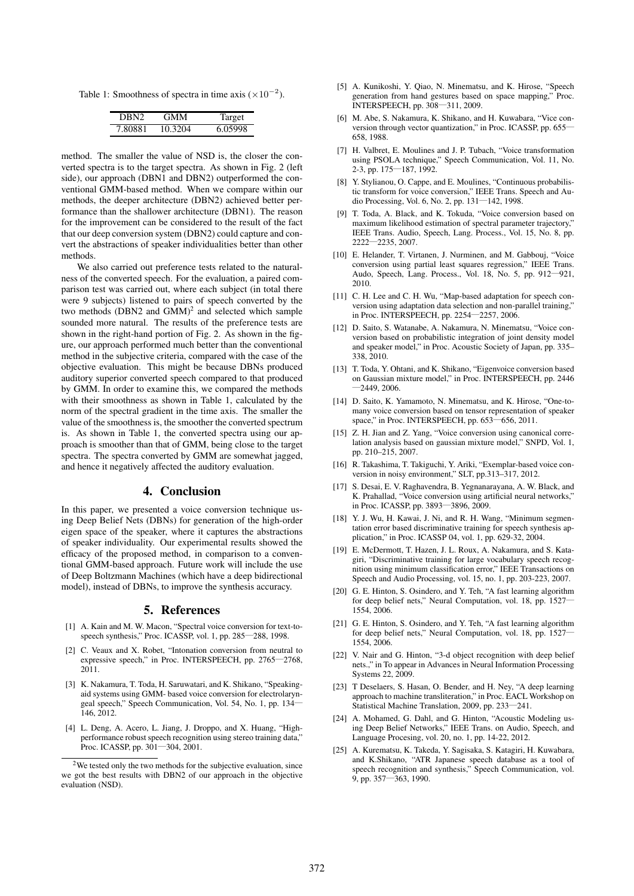Table 1: Smoothness of spectra in time axis ($\times 10^{-2}$).

| DBN2 | GMM | Target |
|---|---|---|
| 7.80881 | 10.3204 | 6.05998 |

method. The smaller the value of NSD is, the closer the converted spectra is to the target spectra. As shown in Fig. 2 (left side), our approach (DBN1 and DBN2) outperformed the conventional GMM-based method. When we compare within our methods, the deeper architecture (DBN2) achieved better performance than the shallower architecture (DBN1). The reason for the improvement can be considered to the result of the fact that our deep conversion system (DBN2) could capture and convert the abstractions of speaker individualities better than other methods.

We also carried out preference tests related to the naturalness of the converted speech. For the evaluation, a paired comparison test was carried out, where each subject (in total there were 9 subjects) listened to pairs of speech converted by the two methods (DBN2 and GMM)[2] and selected which sample sounded more natural. The results of the preference tests are shown in the right-hand portion of Fig. 2. As shown in the figure, our approach performed much better than the conventional method in the subjective criteria, compared with the case of the objective evaluation. This might be because DBNs produced auditory superior converted speech compared to that produced by GMM. In order to examine this, we compared the methods with their smoothness as shown in Table 1, calculated by the norm of the spectral gradient in the time axis. The smaller the value of the smoothness is, the smoother the converted spectrum is. As shown in Table 1, the converted spectra using our approach is smoother than that of GMM, being close to the target spectra. The spectra converted by GMM are somewhat jagged, and hence it negatively affected the auditory evaluation.

[2] We tested only the two methods for the subjective evaluation, since we got the best results with DBN2 of our approach in the objective evaluation (NSD).

## 4. Conclusion

In this paper, we presented a voice conversion technique using Deep Belief Nets (DBNs) for generation of the high-order eigen space of the speaker, where it captures the abstractions of speaker individuality. Our experimental results showed the efficacy of the proposed method, in comparison to a conventional GMM-based approach. Future work will include the use of Deep Boltzmann Machines (which have a deep bidirectional model), instead of DBNs, to improve the synthesis accuracy.

## 5. References

[1] A. Kain and M. W. Macon, "Spectral voice conversion for text-to-speech synthesis," Proc. ICASSP, vol. 1, pp. 285—288, 1998.

[2] C. Veaux and X. Robet, "Intonation conversion from neutral to expressive speech," in Proc. INTERSPEECH, pp. 2765—2768, 2011.

[3] K. Nakamura, T. Toda, H. Saruwatari, and K. Shikano, "Speaking-aid systems using GMM- based voice conversion for electrolaryngeal speech," Speech Communication, Vol. 54, No. 1, pp. 134—146, 2012.

[4] L. Deng, A. Acero, L. Jiang, J. Droppo, and X. Huang, "High-performance robust speech recognition using stereo training data," Proc. ICASSP, pp. 301—304, 2001.

[5] A. Kunikoshi, Y. Qiao, N. Minematsu, and K. Hirose, "Speech generation from hand gestures based on space mapping," Proc. INTERSPEECH, pp. 308—311, 2009.

[6] M. Abe, S. Nakamura, K. Shikano, and H. Kuwabara, "Vice conversion through vector quantization," in Proc. ICASSP, pp. 655—658, 1988.

[7] H. Valbret, E. Moulines and J. P. Tubach, "Voice transformation using PSOLA technique," Speech Communication, Vol. 11, No. 2-3, pp. 175—187, 1992.

[8] Y. Stylianou, O. Cappe, and E. Moulines, "Continuous probabilistic transform for voice conversion," IEEE Trans. Speech and Audio Processing, Vol. 6, No. 2, pp. 131—142, 1998.

[9] T. Toda, A. Black, and K. Tokuda, "Voice conversion based on maximum likelihood estimation of spectral parameter trajectory," IEEE Trans. Audio, Speech, Lang. Process., Vol. 15, No. 8, pp. 2222—2235, 2007.

[10] E. Helander, T. Virtanen, J. Nurminen, and M. Gabbouj, "Voice conversion using partial least squares regression," IEEE Trans. Audo, Speech, Lang. Process., Vol. 18, No. 5, pp. 912—921, 2010.

[11] C. H. Lee and C. H. Wu, "Map-based adaptation for speech conversion using adaptation data selection and non-parallel training," in Proc. INTERSPEECH, pp. 2254—2257, 2006.

[12] D. Saito, S. Watanabe, A. Nakamura, N. Minematsu, "Voice conversion based on probabilistic integration of joint density model and speaker model," in Proc. Acoustic Society of Japan, pp. 335–338, 2010.

[13] T. Toda, Y. Ohtani, and K. Shikano, "Eigenvoice conversion based on Gaussian mixture model," in Proc. INTERSPEECH, pp. 2446—2449, 2006.

[14] D. Saito, K. Yamamoto, N. Minematsu, and K. Hirose, "One-to-many voice conversion based on tensor representation of speaker space," in Proc. INTERSPEECH, pp. 653—656, 2011.

[15] Z. H. Jian and Z. Yang, "Voice conversion using canonical correlation analysis based on gaussian mixture model," SNPD, Vol. 1, pp. 210–215, 2007.

[16] R. Takashima, T. Takiguchi, Y. Ariki, "Exemplar-based voice conversion in noisy environment," SLT, pp.313–317, 2012.

[17] S. Desai, E. V. Raghavendra, B. Yegnanarayana, A. W. Black, and K. Prahallad, "Voice conversion using artificial neural networks," in Proc. ICASSP, pp. 3893—3896, 2009.

[18] Y. J. Wu, H. Kawai, J. Ni, and R. H. Wang, "Minimum segmentation error based discriminative training for speech synthesis application," in Proc. ICASSP 04, vol. 1, pp. 629-32, 2004.

[19] E. McDermott, T. Hazen, J. L. Roux, A. Nakamura, and S. Katagiri, "Discriminative training for large vocabulary speech recognition using minimum classification error," IEEE Transactions on Speech and Audio Processing, vol. 15, no. 1, pp. 203-223, 2007.

[20] G. E. Hinton, S. Osindero, and Y. Teh, "A fast learning algorithm for deep belief nets," Neural Computation, vol. 18, pp. 1527—1554, 2006.

[21] G. E. Hinton, S. Osindero, and Y. Teh, "A fast learning algorithm for deep belief nets," Neural Computation, vol. 18, pp. 1527—1554, 2006.

[22] V. Nair and G. Hinton, "3-d object recognition with deep belief nets.," in To appear in Advances in Neural Information Processing Systems 22, 2009.

[23] T Deselaers, S. Hasan, O. Bender, and H. Ney, "A deep learning approach to machine transliteration," in Proc. EACL Workshop on Statistical Machine Translation, 2009, pp. 233—241.

[24] A. Mohamed, G. Dahl, and G. Hinton, "Acoustic Modeling using Deep Belief Networks," IEEE Trans. on Audio, Speech, and Language Procesing, vol. 20, no. 1, pp. 14-22, 2012.

[25] A. Kurematsu, K. Takeda, Y. Sagisaka, S. Katagiri, H. Kuwabara, and K.Shikano, "ATR Japanese speech database as a tool of speech recognition and synthesis," Speech Communication, vol. 9, pp. 357—363, 1990.